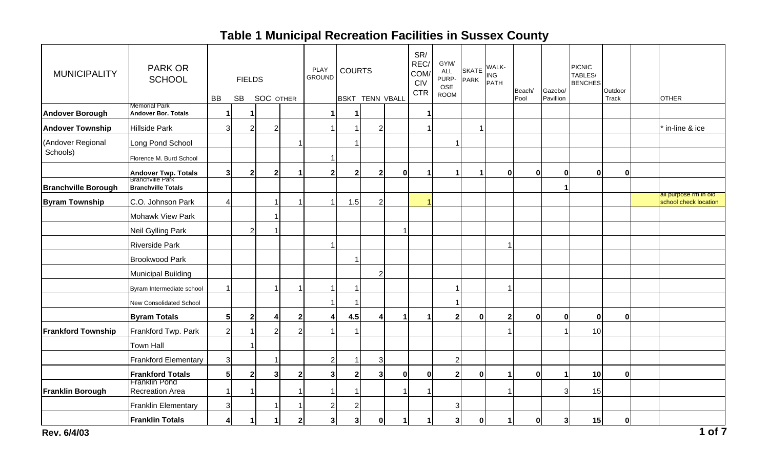# Table 1 Municipal Recreation Facilities in Sussex County

| MUNICIPALITY | PARK OR SCHOOL | FIELDS | | | | PLAY GROUND | COURTS | | | SR/ REC/ COM/ CIV CTR | GYM/ ALL PURP-OSE ROOM | SKATE PARK | WALK-ING PATH | Beach/ Pool | Gazebo/ Pavillion | PICNIC TABLES/ BENCHES | Outdoor Track | | OTHER |
|---|---|---|---|---|---|---|---|---|---|---|---|---|---|---|---|---|---|---|---|
| | | BB | SB | SOC | OTHER | | BSKT | TENN | VBALL | | | | | | | | | | |
| Andover Borough | Memorial Park **Andover Bor. Totals** | **1** | **1** | | | **1** | **1** | | | **1** | | | | | | | | | |
| Andover Township | Hillside Park | 3 | 2 | 2 | | 1 | 1 | 2 | | 1 | | 1 | | | | | | | * in-line & ice |
| (Andover Regional Schools) | Long Pond School | | | | 1 | | 1 | | | | 1 | | | | | | | | |
| | Florence M. Burd School | | | | | 1 | | | | | | | | | | | | | |
| | **Andover Twp. Totals** | **3** | **2** | **2** | **1** | **2** | **2** | **2** | **0** | **1** | **1** | **1** | **0** | **0** | **0** | **0** | **0** | | |
| Branchville Borough | Branchville Park **Branchville Totals** | | | | | | | | | | | | | | **1** | | | | |
| Byram Township | C.O. Johnson Park | 4 | | 1 | 1 | 1 | 1.5 | 2 | | 1 | | | | | | | | | all purpose rm in old school check location |
| | Mohawk View Park | | | 1 | | | | | | | | | | | | | | | |
| | Neil Gylling Park | | 2 | 1 | | | | | 1 | | | | | | | | | | |
| | Riverside Park | | | | | 1 | | | | | | | 1 | | | | | | |
| | Brookwood Park | | | | | | 1 | | | | | | | | | | | | |
| | Municipal Building | | | | | | | 2 | | | | | | | | | | | |
| | Byram Intermediate school | 1 | | 1 | 1 | 1 | 1 | | | | 1 | | 1 | | | | | | |
| | New Consolidated School | | | | | 1 | 1 | | | | 1 | | | | | | | | |
| | **Byram Totals** | **5** | **2** | **4** | **2** | **4** | **4.5** | **4** | **1** | **1** | **2** | **0** | **2** | **0** | **0** | **0** | **0** | | |
| Frankford Township | Frankford Twp. Park | 2 | 1 | 2 | 2 | 1 | 1 | | | | | | 1 | | 1 | 10 | | | |
| | Town Hall | | 1 | | | | | | | | | | | | | | | | |
| | Frankford Elementary | 3 | | 1 | | 2 | 1 | 3 | | | 2 | | | | | | | | |
| | **Frankford Totals** | **5** | **2** | **3** | **2** | **3** | **2** | **3** | **0** | **0** | **2** | **0** | **1** | **0** | **1** | **10** | **0** | | |
| Franklin Borough | Franklin Pond Recreation Area | 1 | 1 | | 1 | 1 | 1 | | 1 | 1 | | | 1 | | 3 | 15 | | | |
| | Franklin Elementary | 3 | | 1 | 1 | 2 | 2 | | | | 3 | | | | | | | | |
| | **Franklin Totals** | **4** | **1** | **1** | **2** | **3** | **3** | **0** | **1** | **1** | **3** | **0** | **1** | **0** | **3** | **15** | **0** | | |

Rev. 6/4/03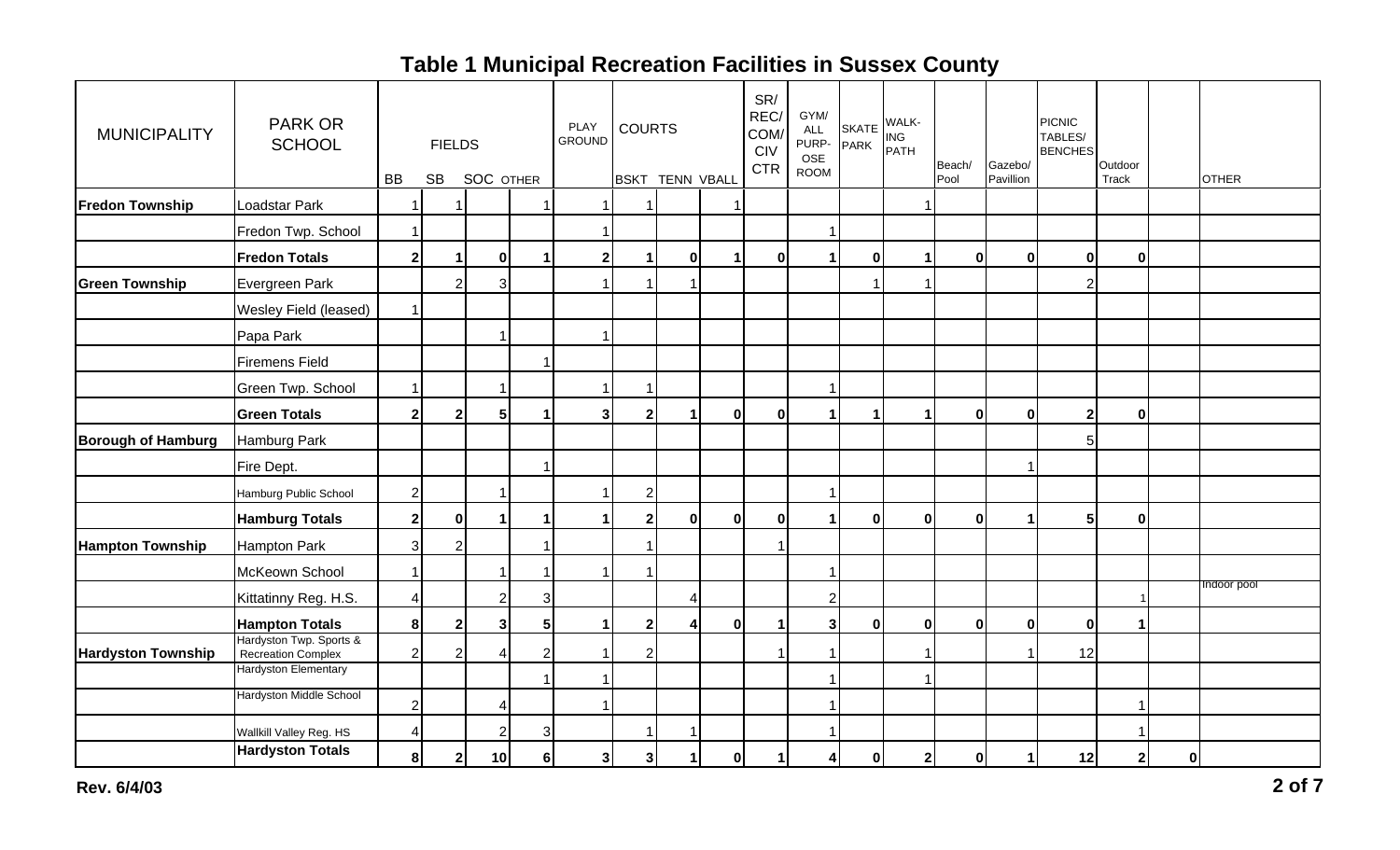# Table 1 Municipal Recreation Facilities in Sussex County

| MUNICIPALITY | PARK OR SCHOOL | FIELDS | | | | PLAY GROUND | COURTS | | | SR/ REC/ COM/ CIV CTR | GYM/ ALL PURP-OSE ROOM | SKATE PARK | WALK-ING PATH | Beach/ Pool | Gazebo/ Pavillion | PICNIC TABLES/ BENCHES | Outdoor Track | | OTHER |
|---|---|---|---|---|---|---|---|---|---|---|---|---|---|---|---|---|---|---|---|
| | | BB | SB | SOC | OTHER | | BSKT | TENN | VBALL | | | | | | | | | | |
| **Fredon Township** | Loadstar Park | 1 | 1 | | 1 | 1 | 1 | | 1 | | | | 1 | | | | | | |
| | Fredon Twp. School | 1 | | | | 1 | | | | | 1 | | | | | | | | |
| | **Fredon Totals** | **2** | **1** | **0** | **1** | **2** | **1** | **0** | **1** | **0** | **1** | **0** | **1** | **0** | **0** | **0** | **0** | | |
| **Green Township** | Evergreen Park | | 2 | 3 | | 1 | 1 | 1 | | | | 1 | 1 | | | 2 | | | |
| | Wesley Field (leased) | 1 | | | | | | | | | | | | | | | | | |
| | Papa Park | | | 1 | | 1 | | | | | | | | | | | | | |
| | Firemens Field | | | | 1 | | | | | | | | | | | | | | |
| | Green Twp. School | 1 | | 1 | | 1 | 1 | | | | 1 | | | | | | | | |
| | **Green Totals** | **2** | **2** | **5** | **1** | **3** | **2** | **1** | **0** | **0** | **1** | **1** | **1** | **0** | **0** | **2** | **0** | | |
| **Borough of Hamburg** | Hamburg Park | | | | | | | | | | | | | | | 5 | | | |
| | Fire Dept. | | | | 1 | | | | | | | | | | 1 | | | | |
| | Hamburg Public School | 2 | | 1 | | 1 | 2 | | | | 1 | | | | | | | | |
| | **Hamburg Totals** | **2** | **0** | **1** | **1** | **1** | **2** | **0** | **0** | **0** | **1** | **0** | **0** | **0** | **1** | **5** | **0** | | |
| **Hampton Township** | Hampton Park | 3 | 2 | | 1 | | 1 | | | 1 | | | | | | | | | |
| | McKeown School | 1 | | 1 | 1 | 1 | 1 | | | | 1 | | | | | | | | |
| | Kittatinny Reg. H.S. | 4 | | 2 | 3 | | | 4 | | | 2 | | | | | | 1 | | Indoor pool |
| | **Hampton Totals** | **8** | **2** | **3** | **5** | **1** | **2** | **4** | **0** | **1** | **3** | **0** | **0** | **0** | **0** | **0** | **1** | | |
| **Hardyston Township** | Hardyston Twp. Sports & Recreation Complex | 2 | 2 | 4 | 2 | 1 | 2 | | | 1 | 1 | | 1 | | 1 | 12 | | | |
| | Hardyston Elementary | | | | 1 | 1 | | | | | 1 | | 1 | | | | | | |
| | Hardyston Middle School | 2 | | 4 | | 1 | | | | | 1 | | | | | | 1 | | |
| | Wallkill Valley Reg. HS | 4 | | 2 | 3 | | 1 | 1 | | | 1 | | | | | | 1 | | |
| | **Hardyston Totals** | **8** | **2** | **10** | **6** | **3** | **3** | **1** | **0** | **1** | **4** | **0** | **2** | **0** | **1** | **12** | **2** | **0** | |

**Rev. 6/4/03**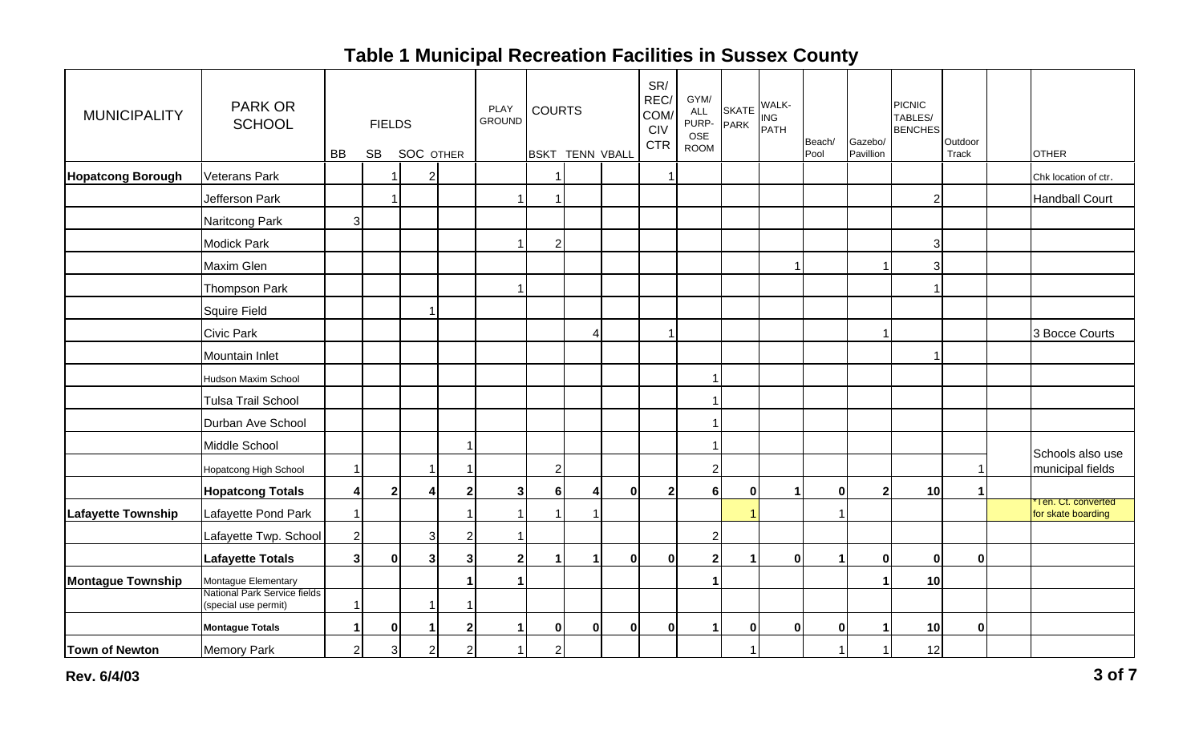# Table 1 Municipal Recreation Facilities in Sussex County

| MUNICIPALITY | PARK OR SCHOOL | FIELDS | | | | PLAY GROUND | COURTS | | | SR/ REC/ COM/ CIV CTR | GYM/ ALL PURP-OSE ROOM | SKATE PARK | WALK-ING PATH | Beach/ Pool | Gazebo/ Pavillion | PICNIC TABLES/ BENCHES | Outdoor Track | | OTHER |
|---|---|---|---|---|---|---|---|---|---|---|---|---|---|---|---|---|---|---|---|
| | | BB | SB | SOC | OTHER | | BSKT | TENN | VBALL | | | | | | | | | | |
| **Hopatcong Borough** | Veterans Park | | 1 | 2 | | | 1 | | | 1 | | | | | | | | | Chk location of ctr. |
| | Jefferson Park | | 1 | | | 1 | 1 | | | | | | | | | 2 | | | Handball Court |
| | Naritcong Park | 3 | | | | | | | | | | | | | | | | | |
| | Modick Park | | | | | 1 | 2 | | | | | | | | | 3 | | | |
| | Maxim Glen | | | | | | | | | | | | 1 | | 1 | 3 | | | |
| | Thompson Park | | | | | 1 | | | | | | | | | | 1 | | | |
| | Squire Field | | | 1 | | | | | | | | | | | | | | | |
| | Civic Park | | | | | | | 4 | | 1 | | | | | 1 | | | | 3 Bocce Courts |
| | Mountain Inlet | | | | | | | | | | | | | | | 1 | | | |
| | Hudson Maxim School | | | | | | | | | | 1 | | | | | | | | |
| | Tulsa Trail School | | | | | | | | | | 1 | | | | | | | | |
| | Durban Ave School | | | | | | | | | | 1 | | | | | | | | |
| | Middle School | | | | 1 | | | | | | 1 | | | | | | | | Schools also use municipal fields |
| | Hopatcong High School | 1 | | 1 | 1 | | 2 | | | | 2 | | | | | | 1 | | |
| | **Hopatcong Totals** | **4** | **2** | **4** | **2** | **3** | **6** | **4** | **0** | **2** | **6** | **0** | **1** | **0** | **2** | **10** | **1** | | |
| **Lafayette Township** | Lafayette Pond Park | 1 | | | 1 | 1 | 1 | 1 | | | | 1 | | 1 | | | | | *Ten. Ct. converted for skate boarding |
| | Lafayette Twp. School | 2 | | 3 | 2 | 1 | | | | | 2 | | | | | | | | |
| | **Lafayette Totals** | **3** | **0** | **3** | **3** | **2** | **1** | **1** | **0** | **0** | **2** | **1** | **0** | **1** | **0** | **0** | **0** | | |
| **Montague Township** | Montague Elementary | | | | **1** | **1** | | | | | **1** | | | | **1** | **10** | | | |
| | National Park Service fields (special use permit) | 1 | | 1 | 1 | | | | | | | | | | | | | | |
| | **Montague Totals** | **1** | **0** | **1** | **2** | **1** | **0** | **0** | **0** | **0** | **1** | **0** | **0** | **0** | **1** | **10** | **0** | | |
| **Town of Newton** | Memory Park | 2 | 3 | 2 | 2 | 1 | 2 | | | | | 1 | | 1 | 1 | 12 | | | |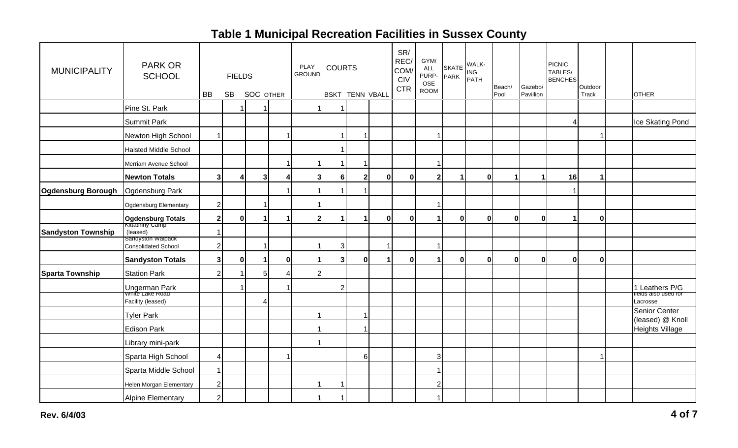# Table 1 Municipal Recreation Facilities in Sussex County

| MUNICIPALITY | PARK OR SCHOOL | FIELDS | | | | PLAY GROUND | COURTS | | | SR/ REC/ COM/ CIV CTR | GYM/ ALL PURPOSE ROOM | SKATE PARK | WALKING PATH | Beach/ Pool | Gazebo/ Pavillion | PICNIC TABLES/ BENCHES | Outdoor Track | | OTHER |
|---|---|---|---|---|---|---|---|---|---|---|---|---|---|---|---|---|---|---|---|
| | | BB | SB | SOC | OTHER | | BSKT | TENN | VBALL | | | | | | | | | | |
| | Pine St. Park | | 1 | 1 | | 1 | 1 | | | | | | | | | | | | |
| | Summit Park | | | | | | | | | | | | | | | 4 | | | Ice Skating Pond |
| | Newton High School | 1 | | | 1 | | 1 | 1 | | | 1 | | | | | | 1 | | |
| | Halsted Middle School | | | | | | 1 | | | | | | | | | | | | |
| | Merriam Avenue School | | | | 1 | 1 | 1 | 1 | | | 1 | | | | | | | | |
| | **Newton Totals** | **3** | **4** | **3** | **4** | **3** | **6** | **2** | **0** | **0** | **2** | **1** | **0** | **1** | **1** | **16** | **1** | | |
| **Ogdensburg Borough** | Ogdensburg Park | | | | 1 | 1 | 1 | 1 | | | | | | | | 1 | | | |
| | Ogdensburg Elementary | 2 | | 1 | | 1 | | | | | 1 | | | | | | | | |
| | **Ogdensburg Totals** | **2** | **0** | **1** | **1** | **2** | **1** | **1** | **0** | **0** | **1** | **0** | **0** | **0** | **0** | **1** | **0** | | |
| **Sandyston Township** | Kittatinny Camp (leased) | 1 | | | | | | | | | | | | | | | | | |
| | Sandyston Walpack Consolidated School | 2 | | 1 | | 1 | 3 | | 1 | | 1 | | | | | | | | |
| | **Sandyston Totals** | **3** | **0** | **1** | **0** | **1** | **3** | **0** | **1** | **0** | **1** | **0** | **0** | **0** | **0** | **0** | **0** | | |
| **Sparta Township** | Station Park | 2 | 1 | 5 | 4 | 2 | | | | | | | | | | | | | |
| | Ungerman Park | | 1 | | 1 | | 2 | | | | | | | | | | | | 1 Leathers P/G |
| | White Lake Road Facility (leased) | | | 4 | | | | | | | | | | | | | | | fields also used for Lacrosse |
| | Tyler Park | | | | | 1 | | 1 | | | | | | | | | | | Senior Center (leased) @ Knoll Heights Village |
| | Edison Park | | | | | 1 | | 1 | | | | | | | | | | | |
| | Library mini-park | | | | | 1 | | | | | | | | | | | | | |
| | Sparta High School | 4 | | | 1 | | | 6 | | | 3 | | | | | | 1 | | |
| | Sparta Middle School | 1 | | | | | | | | | 1 | | | | | | | | |
| | Helen Morgan Elementary | 2 | | | | 1 | 1 | | | | 2 | | | | | | | | |
| | Alpine Elementary | 2 | | | | 1 | 1 | | | | 1 | | | | | | | | |

Rev. 6/4/03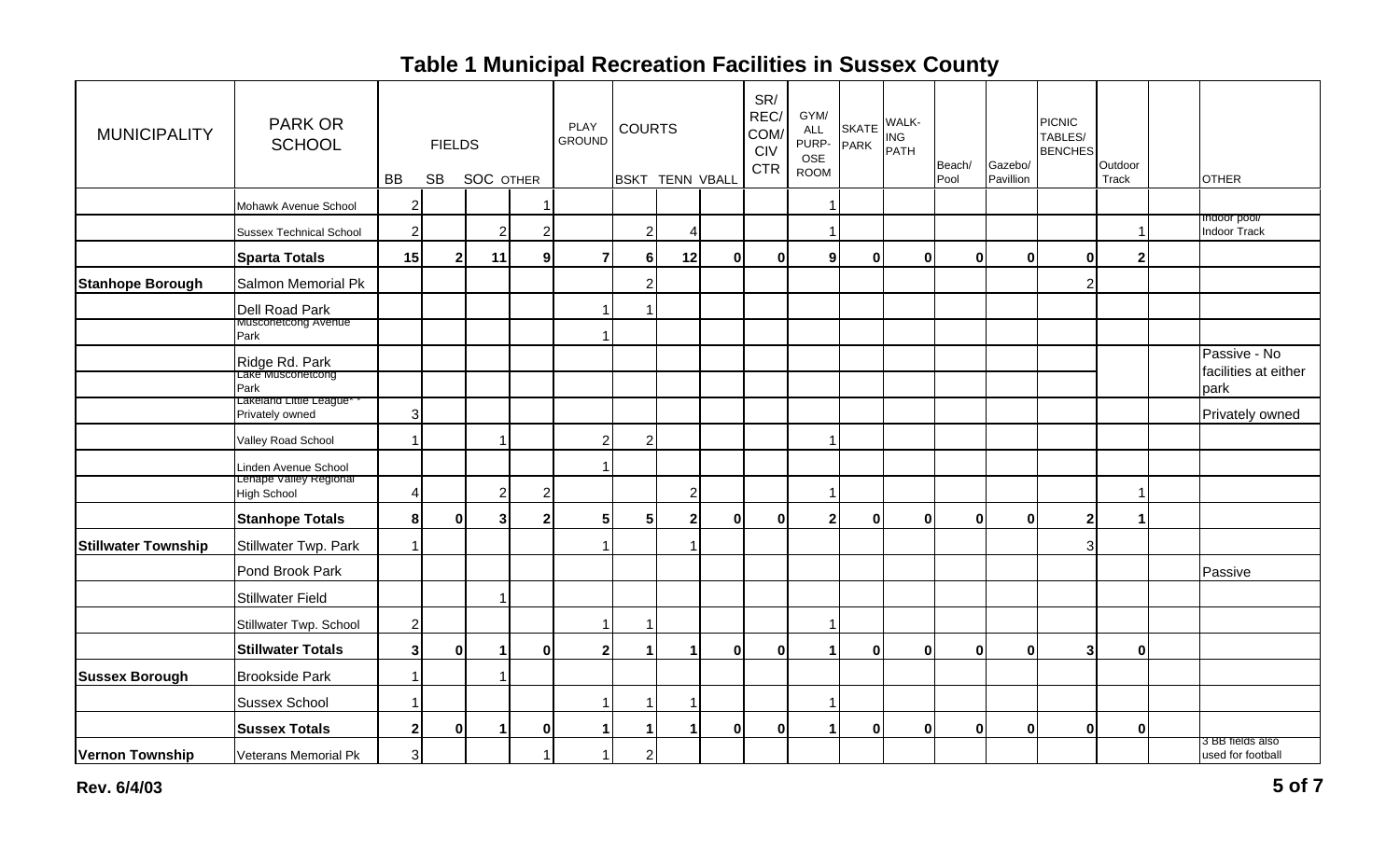# Table 1 Municipal Recreation Facilities in Sussex County

| MUNICIPALITY | PARK OR SCHOOL | FIELDS | | | | PLAY GROUND | COURTS | | | SR/ REC/ COM/ CIV CTR | GYM/ ALL PURP-OSE ROOM | SKATE PARK | WALK-ING PATH | Beach/ Pool | Gazebo/ Pavillion | PICNIC TABLES/ BENCHES | Outdoor Track | | OTHER |
|---|---|---|---|---|---|---|---|---|---|---|---|---|---|---|---|---|---|---|---|
| | | BB | SB | SOC | OTHER | | BSKT | TENN | VBALL | | | | | | | | | | |
| | Mohawk Avenue School | 2 | | | 1 | | | | | | 1 | | | | | | | | |
| | Sussex Technical School | 2 | | 2 | 2 | | 2 | 4 | | | 1 | | | | | | 1 | | Indoor pool/ Indoor Track |
| | **Sparta Totals** | **15** | **2** | **11** | **9** | **7** | **6** | **12** | **0** | **0** | **9** | **0** | **0** | **0** | **0** | **0** | **2** | | |
| **Stanhope Borough** | Salmon Memorial Pk | | | | | | 2 | | | | | | | | | 2 | | | |
| | Dell Road Park | | | | | 1 | 1 | | | | | | | | | | | | |
| | Musconetcong Avenue Park | | | | | 1 | | | | | | | | | | | | | |
| | Ridge Rd. Park | | | | | | | | | | | | | | | | | | Passive - No facilities at either park |
| | Lake Musconetcong Park | | | | | | | | | | | | | | | | | | |
| | Lakeland Little League** Privately owned | 3 | | | | | | | | | | | | | | | | | Privately owned |
| | Valley Road School | 1 | | 1 | | 2 | 2 | | | | 1 | | | | | | | | |
| | Linden Avenue School | | | | | 1 | | | | | | | | | | | | | |
| | Lenape Valley Regional High School | 4 | | 2 | 2 | | | 2 | | | 1 | | | | | | 1 | | |
| | **Stanhope Totals** | **8** | **0** | **3** | **2** | **5** | **5** | **2** | **0** | **0** | **2** | **0** | **0** | **0** | **0** | **2** | **1** | | |
| **Stillwater Township** | Stillwater Twp. Park | 1 | | | | 1 | | 1 | | | | | | | | 3 | | | |
| | Pond Brook Park | | | | | | | | | | | | | | | | | | Passive |
| | Stillwater Field | | | 1 | | | | | | | | | | | | | | | |
| | Stillwater Twp. School | 2 | | | | 1 | 1 | | | | 1 | | | | | | | | |
| | **Stillwater Totals** | **3** | **0** | **1** | **0** | **2** | **1** | **1** | **0** | **0** | **1** | **0** | **0** | **0** | **0** | **3** | **0** | | |
| **Sussex Borough** | Brookside Park | 1 | | 1 | | | | | | | | | | | | | | | |
| | Sussex School | 1 | | | | 1 | 1 | 1 | | | 1 | | | | | | | | |
| | **Sussex Totals** | **2** | **0** | **1** | **0** | **1** | **1** | **1** | **0** | **0** | **1** | **0** | **0** | **0** | **0** | **0** | **0** | | |
| **Vernon Township** | Veterans Memorial Pk | 3 | | | 1 | 1 | 2 | | | | | | | | | | | | 3 BB fields also used for football |

**Rev. 6/4/03**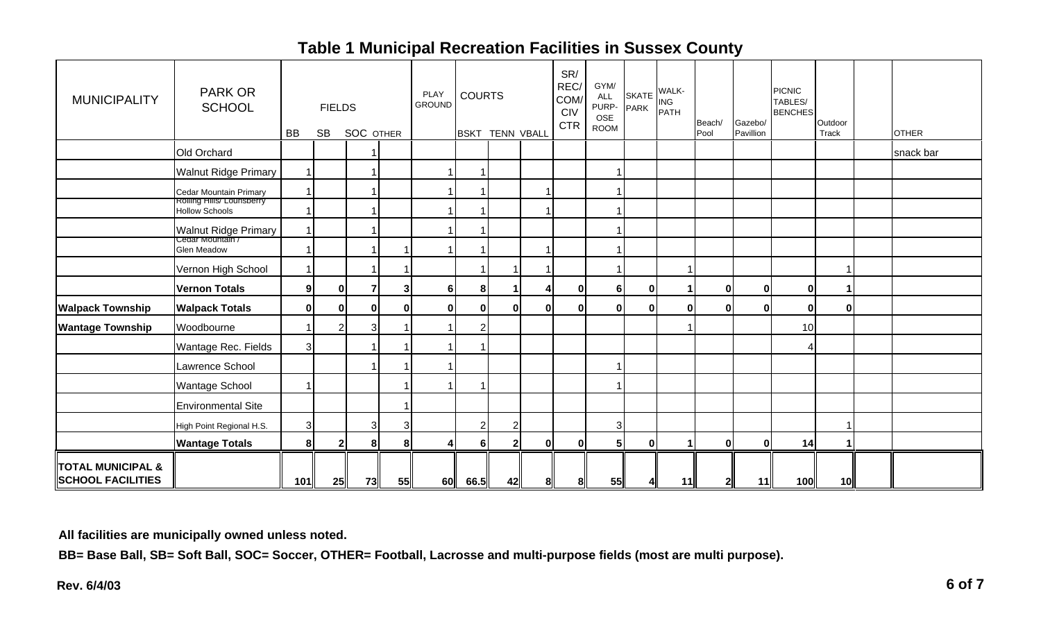## Table 1 Municipal Recreation Facilities in Sussex County

| MUNICIPALITY | PARK OR SCHOOL | FIELDS | | | | PLAY GROUND | COURTS | | | SR/ REC/ COM/ CIV CTR | GYM/ ALL PURP-OSE ROOM | SKATE PARK | WALK-ING PATH | Beach/ Pool | Gazebo/ Pavillion | PICNIC TABLES/ BENCHES | Outdoor Track | | OTHER |
|---|---|---|---|---|---|---|---|---|---|---|---|---|---|---|---|---|---|---|---|
| | | BB | SB | SOC | OTHER | | BSKT | TENN | VBALL | | | | | | | | | | |
| | Old Orchard | | | 1 | | | | | | | | | | | | | | | snack bar |
| | Walnut Ridge Primary | 1 | | 1 | | 1 | 1 | | | | 1 | | | | | | | | |
| | Cedar Mountain Primary | 1 | | 1 | | 1 | 1 | | 1 | | 1 | | | | | | | | |
| | Rolling Hills/ Lounsberry Hollow Schools | 1 | | 1 | | 1 | 1 | | 1 | | 1 | | | | | | | | |
| | Walnut Ridge Primary | 1 | | 1 | | 1 | 1 | | | | 1 | | | | | | | | |
| | Cedar Mountain / Glen Meadow | 1 | | 1 | 1 | 1 | 1 | | 1 | | 1 | | | | | | | | |
| | Vernon High School | 1 | | 1 | 1 | | 1 | 1 | 1 | | 1 | | 1 | | | | 1 | | |
| | **Vernon Totals** | **9** | **0** | **7** | **3** | **6** | **8** | **1** | **4** | **0** | **6** | **0** | **1** | **0** | **0** | **0** | **1** | | |
| **Walpack Township** | **Walpack Totals** | **0** | **0** | **0** | **0** | **0** | **0** | **0** | **0** | **0** | **0** | **0** | **0** | **0** | **0** | **0** | **0** | | |
| **Wantage Township** | Woodbourne | 1 | 2 | 3 | 1 | 1 | 2 | | | | | | 1 | | | 10 | | | |
| | Wantage Rec. Fields | 3 | | 1 | 1 | 1 | 1 | | | | | | | | | 4 | | | |
| | Lawrence School | | | 1 | 1 | 1 | | | | | 1 | | | | | | | | |
| | Wantage School | 1 | | | 1 | 1 | 1 | | | | 1 | | | | | | | | |
| | Environmental Site | | | | 1 | | | | | | | | | | | | | | |
| | High Point Regional H.S. | 3 | | 3 | 3 | | 2 | 2 | | | 3 | | | | | | 1 | | |
| | **Wantage Totals** | **8** | **2** | **8** | **8** | **4** | **6** | **2** | **0** | **0** | **5** | **0** | **1** | **0** | **0** | **14** | **1** | | |
| **TOTAL MUNICIPAL & SCHOOL FACILITIES** | | **101** | **25** | **73** | **55** | **60** | **66.5** | **42** | **8** | **8** | **55** | **4** | **11** | **2** | **11** | **100** | **10** | | |

**All facilities are municipally owned unless noted.**

**BB= Base Ball, SB= Soft Ball, SOC= Soccer, OTHER= Football, Lacrosse and multi-purpose fields (most are multi purpose).**

**Rev. 6/4/03**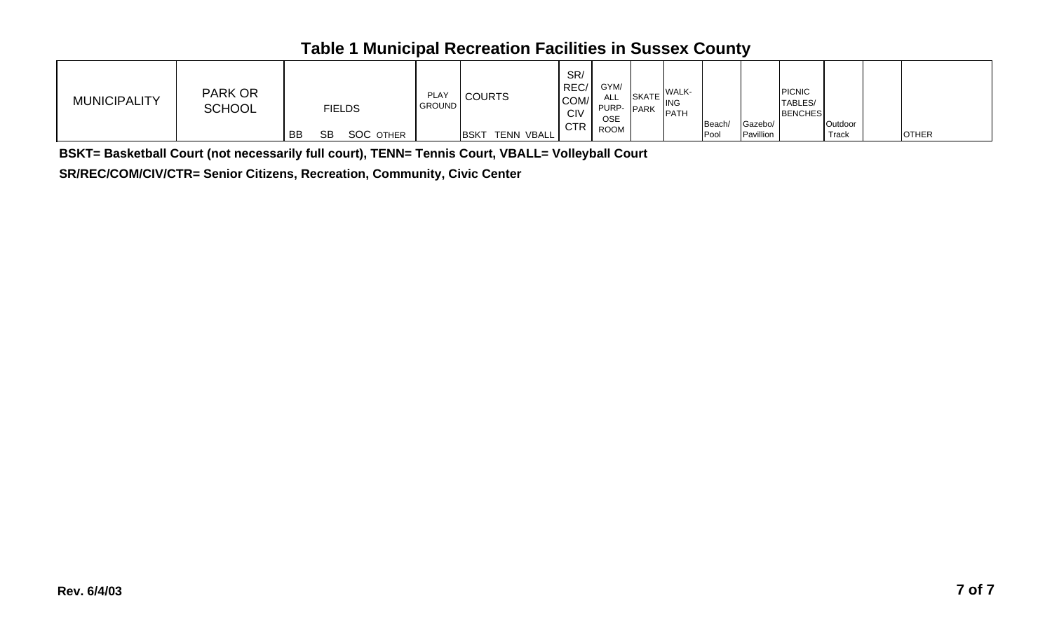## Table 1 Municipal Recreation Facilities in Sussex County

| MUNICIPALITY | PARK OR SCHOOL | FIELDS | | | | PLAY GROUND | COURTS | | | SR/ REC/ COM/ CIV CTR | GYM/ ALL PURP-OSE ROOM | SKATE PARK | WALK-ING PATH | | | PICNIC TABLES/ BENCHES | | | |
|---|---|---|---|---|---|---|---|---|---|---|---|---|---|---|---|---|---|---|---|
| | | BB | SB | SOC | OTHER | | BSKT | TENN | VBALL | | | | | Beach/ Pool | Gazebo/ Pavillion | | Outdoor Track | | OTHER |

**BSKT= Basketball Court (not necessarily full court), TENN= Tennis Court, VBALL= Volleyball Court**

**SR/REC/COM/CIV/CTR= Senior Citizens, Recreation, Community, Civic Center**

**Rev. 6/4/03**